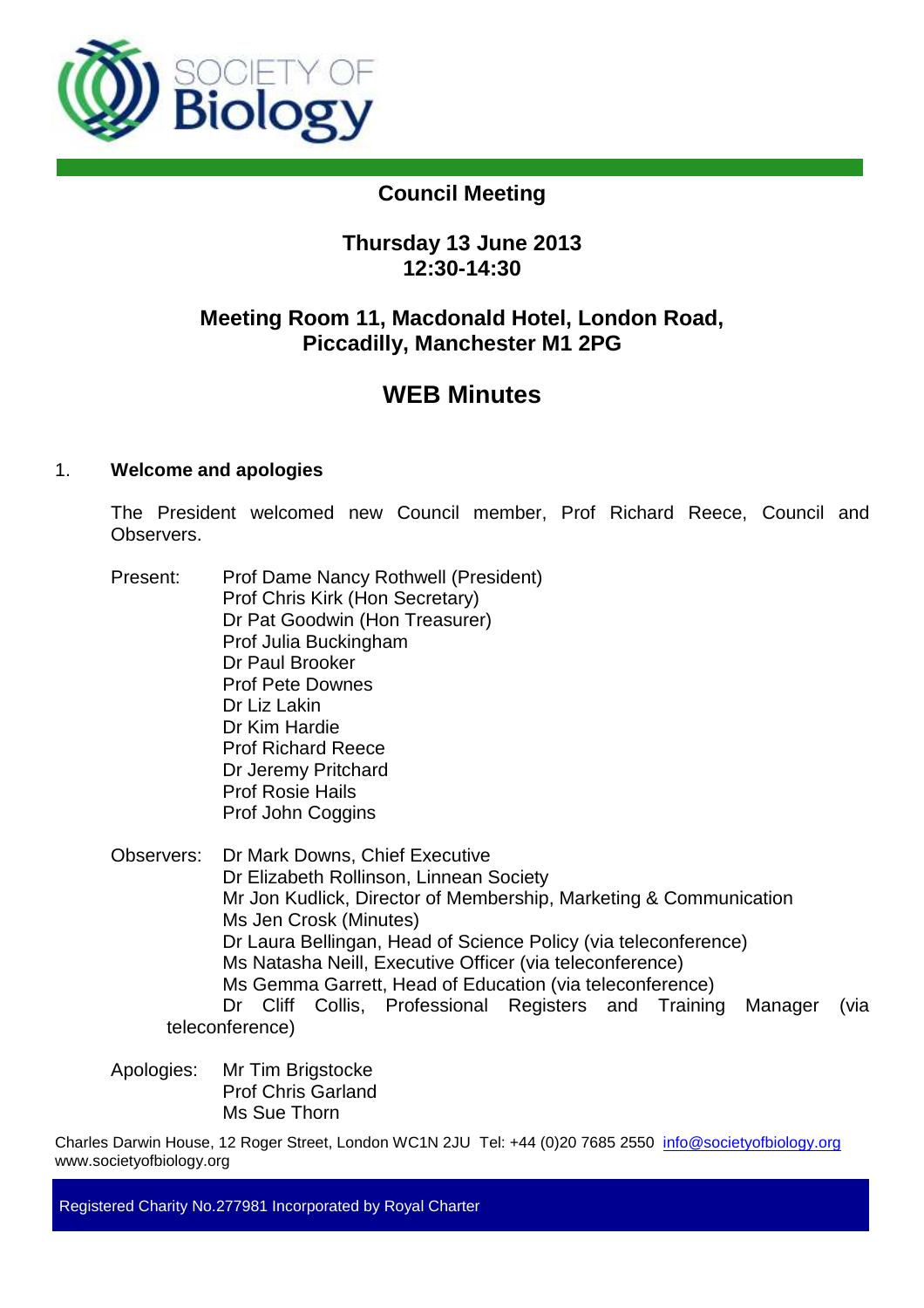## Council Meeting

### Thursday 13 June 2013
### 12:30-14:30

### Meeting Room 11, Macdonald Hotel, London Road, Piccadilly, Manchester M1 2PG

# WEB Minutes

1. **Welcome and apologies**

   The President welcomed new Council member, Prof Richard Reece, Council and Observers.

   Present:
   - Prof Dame Nancy Rothwell (President)
   - Prof Chris Kirk (Hon Secretary)
   - Dr Pat Goodwin (Hon Treasurer)
   - Prof Julia Buckingham
   - Dr Paul Brooker
   - Prof Pete Downes
   - Dr Liz Lakin
   - Dr Kim Hardie
   - Prof Richard Reece
   - Dr Jeremy Pritchard
   - Prof Rosie Hails
   - Prof John Coggins

   Observers:
   - Dr Mark Downs, Chief Executive
   - Dr Elizabeth Rollinson, Linnean Society
   - Mr Jon Kudlick, Director of Membership, Marketing & Communication
   - Ms Jen Crosk (Minutes)
   - Dr Laura Bellingan, Head of Science Policy (via teleconference)
   - Ms Natasha Neill, Executive Officer (via teleconference)
   - Ms Gemma Garrett, Head of Education (via teleconference)
   - Dr Cliff Collis, Professional Registers and Training Manager (via teleconference)

   Apologies:
   - Mr Tim Brigstocke
   - Prof Chris Garland
   - Ms Sue Thorn

Charles Darwin House, 12 Roger Street, London WC1N 2JU Tel: +44 (0)20 7685 2550 info@societyofbiology.org
www.societyofbiology.org

Registered Charity No.277981 Incorporated by Royal Charter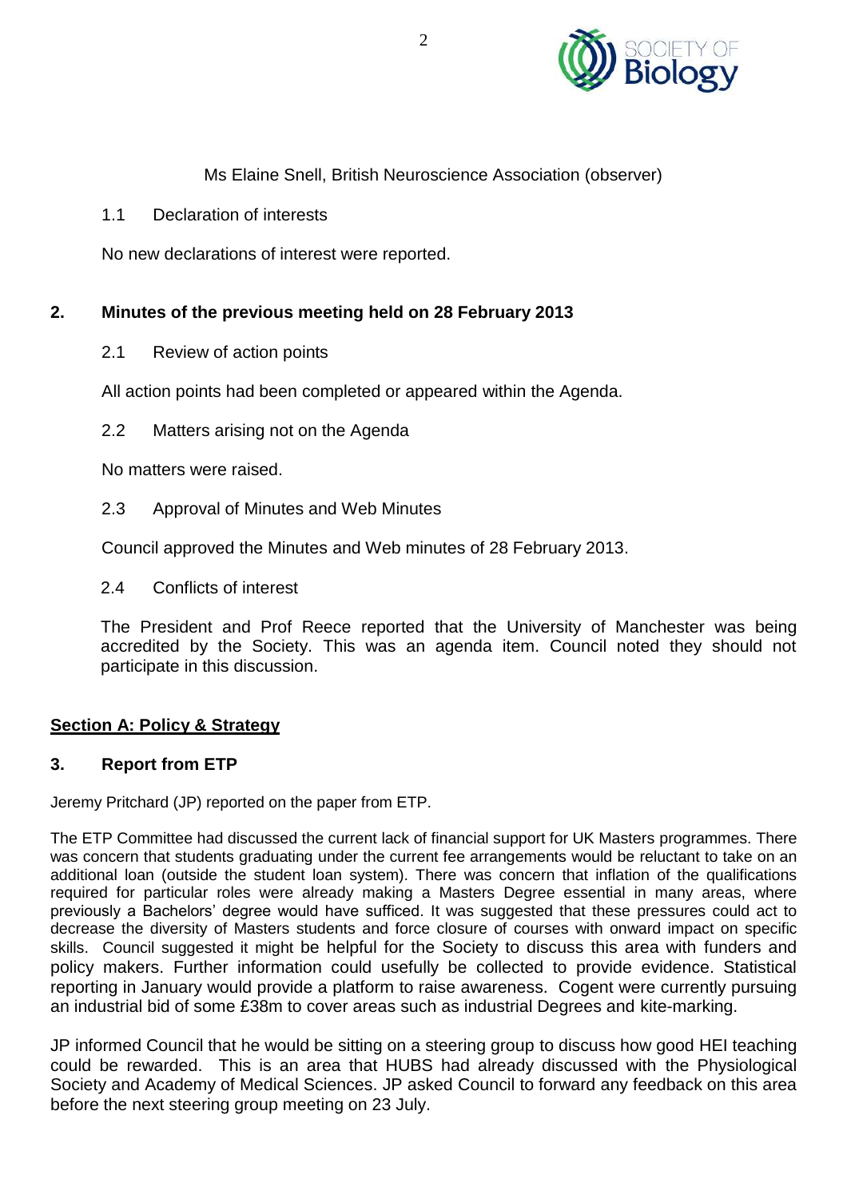Ms Elaine Snell, British Neuroscience Association (observer)

1.1 Declaration of interests

No new declarations of interest were reported.

## 2. Minutes of the previous meeting held on 28 February 2013

2.1 Review of action points

All action points had been completed or appeared within the Agenda.

2.2 Matters arising not on the Agenda

No matters were raised.

2.3 Approval of Minutes and Web Minutes

Council approved the Minutes and Web minutes of 28 February 2013.

2.4 Conflicts of interest

The President and Prof Reece reported that the University of Manchester was being accredited by the Society. This was an agenda item. Council noted they should not participate in this discussion.

## Section A: Policy & Strategy

## 3. Report from ETP

Jeremy Pritchard (JP) reported on the paper from ETP.

The ETP Committee had discussed the current lack of financial support for UK Masters programmes. There was concern that students graduating under the current fee arrangements would be reluctant to take on an additional loan (outside the student loan system). There was concern that inflation of the qualifications required for particular roles were already making a Masters Degree essential in many areas, where previously a Bachelors' degree would have sufficed. It was suggested that these pressures could act to decrease the diversity of Masters students and force closure of courses with onward impact on specific skills. Council suggested it might be helpful for the Society to discuss this area with funders and policy makers. Further information could usefully be collected to provide evidence. Statistical reporting in January would provide a platform to raise awareness. Cogent were currently pursuing an industrial bid of some £38m to cover areas such as industrial Degrees and kite-marking.

JP informed Council that he would be sitting on a steering group to discuss how good HEI teaching could be rewarded. This is an area that HUBS had already discussed with the Physiological Society and Academy of Medical Sciences. JP asked Council to forward any feedback on this area before the next steering group meeting on 23 July.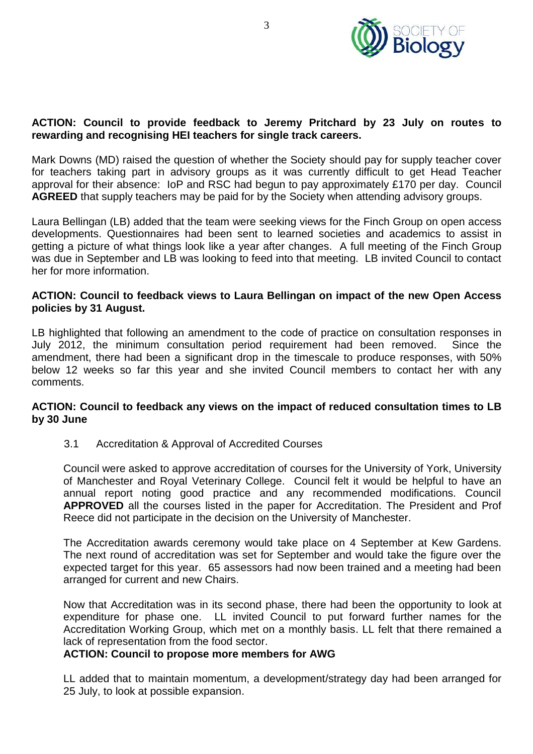**ACTION: Council to provide feedback to Jeremy Pritchard by 23 July on routes to rewarding and recognising HEI teachers for single track careers.**

Mark Downs (MD) raised the question of whether the Society should pay for supply teacher cover for teachers taking part in advisory groups as it was currently difficult to get Head Teacher approval for their absence: IoP and RSC had begun to pay approximately £170 per day. Council **AGREED** that supply teachers may be paid for by the Society when attending advisory groups.

Laura Bellingan (LB) added that the team were seeking views for the Finch Group on open access developments. Questionnaires had been sent to learned societies and academics to assist in getting a picture of what things look like a year after changes. A full meeting of the Finch Group was due in September and LB was looking to feed into that meeting. LB invited Council to contact her for more information.

**ACTION: Council to feedback views to Laura Bellingan on impact of the new Open Access policies by 31 August.**

LB highlighted that following an amendment to the code of practice on consultation responses in July 2012, the minimum consultation period requirement had been removed. Since the amendment, there had been a significant drop in the timescale to produce responses, with 50% below 12 weeks so far this year and she invited Council members to contact her with any comments.

**ACTION: Council to feedback any views on the impact of reduced consultation times to LB by 30 June**

3.1 Accreditation & Approval of Accredited Courses

Council were asked to approve accreditation of courses for the University of York, University of Manchester and Royal Veterinary College. Council felt it would be helpful to have an annual report noting good practice and any recommended modifications. Council **APPROVED** all the courses listed in the paper for Accreditation. The President and Prof Reece did not participate in the decision on the University of Manchester.

The Accreditation awards ceremony would take place on 4 September at Kew Gardens. The next round of accreditation was set for September and would take the figure over the expected target for this year. 65 assessors had now been trained and a meeting had been arranged for current and new Chairs.

Now that Accreditation was in its second phase, there had been the opportunity to look at expenditure for phase one. LL invited Council to put forward further names for the Accreditation Working Group, which met on a monthly basis. LL felt that there remained a lack of representation from the food sector.

**ACTION: Council to propose more members for AWG**

LL added that to maintain momentum, a development/strategy day had been arranged for 25 July, to look at possible expansion.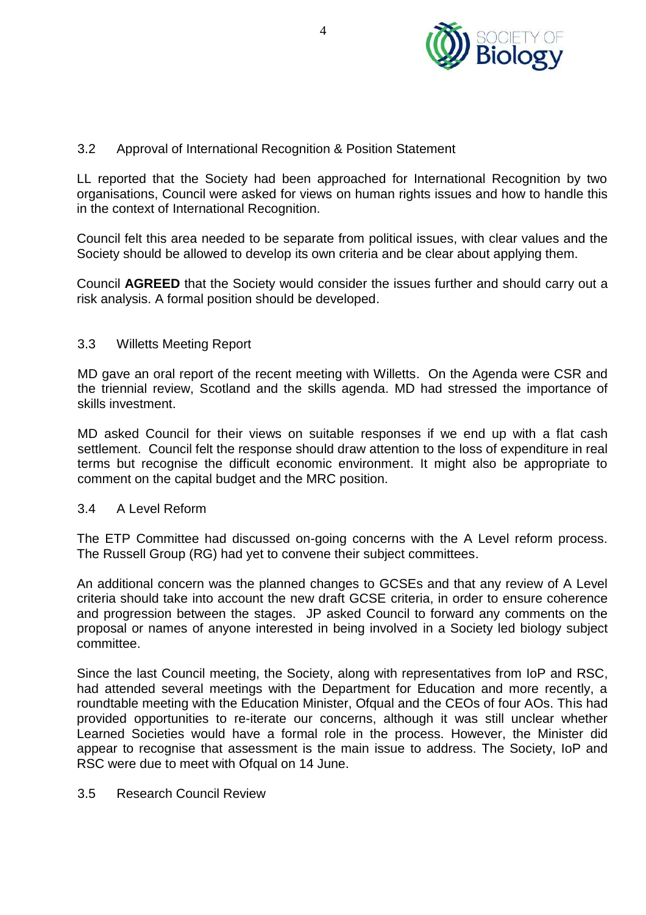### 3.2 Approval of International Recognition & Position Statement

LL reported that the Society had been approached for International Recognition by two organisations, Council were asked for views on human rights issues and how to handle this in the context of International Recognition.

Council felt this area needed to be separate from political issues, with clear values and the Society should be allowed to develop its own criteria and be clear about applying them.

Council **AGREED** that the Society would consider the issues further and should carry out a risk analysis. A formal position should be developed.

### 3.3 Willetts Meeting Report

MD gave an oral report of the recent meeting with Willetts. On the Agenda were CSR and the triennial review, Scotland and the skills agenda. MD had stressed the importance of skills investment.

MD asked Council for their views on suitable responses if we end up with a flat cash settlement. Council felt the response should draw attention to the loss of expenditure in real terms but recognise the difficult economic environment. It might also be appropriate to comment on the capital budget and the MRC position.

### 3.4 A Level Reform

The ETP Committee had discussed on-going concerns with the A Level reform process. The Russell Group (RG) had yet to convene their subject committees.

An additional concern was the planned changes to GCSEs and that any review of A Level criteria should take into account the new draft GCSE criteria, in order to ensure coherence and progression between the stages. JP asked Council to forward any comments on the proposal or names of anyone interested in being involved in a Society led biology subject committee.

Since the last Council meeting, the Society, along with representatives from IoP and RSC, had attended several meetings with the Department for Education and more recently, a roundtable meeting with the Education Minister, Ofqual and the CEOs of four AOs. This had provided opportunities to re-iterate our concerns, although it was still unclear whether Learned Societies would have a formal role in the process. However, the Minister did appear to recognise that assessment is the main issue to address. The Society, IoP and RSC were due to meet with Ofqual on 14 June.

### 3.5 Research Council Review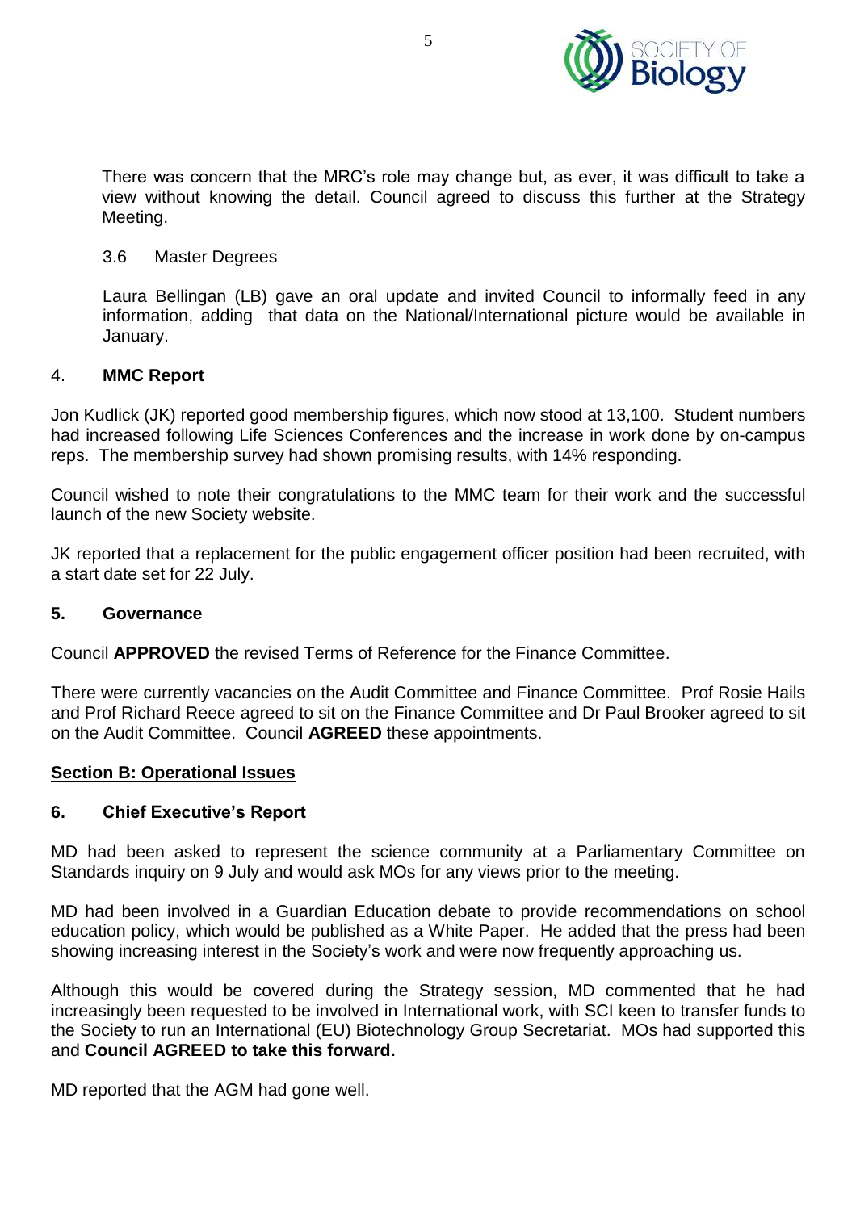There was concern that the MRC's role may change but, as ever, it was difficult to take a view without knowing the detail. Council agreed to discuss this further at the Strategy Meeting.

3.6 Master Degrees

Laura Bellingan (LB) gave an oral update and invited Council to informally feed in any information, adding that data on the National/International picture would be available in January.

## 4. MMC Report

Jon Kudlick (JK) reported good membership figures, which now stood at 13,100. Student numbers had increased following Life Sciences Conferences and the increase in work done by on-campus reps. The membership survey had shown promising results, with 14% responding.

Council wished to note their congratulations to the MMC team for their work and the successful launch of the new Society website.

JK reported that a replacement for the public engagement officer position had been recruited, with a start date set for 22 July.

## 5. Governance

Council **APPROVED** the revised Terms of Reference for the Finance Committee.

There were currently vacancies on the Audit Committee and Finance Committee. Prof Rosie Hails and Prof Richard Reece agreed to sit on the Finance Committee and Dr Paul Brooker agreed to sit on the Audit Committee. Council **AGREED** these appointments.

## Section B: Operational Issues

## 6. Chief Executive's Report

MD had been asked to represent the science community at a Parliamentary Committee on Standards inquiry on 9 July and would ask MOs for any views prior to the meeting.

MD had been involved in a Guardian Education debate to provide recommendations on school education policy, which would be published as a White Paper. He added that the press had been showing increasing interest in the Society's work and were now frequently approaching us.

Although this would be covered during the Strategy session, MD commented that he had increasingly been requested to be involved in International work, with SCI keen to transfer funds to the Society to run an International (EU) Biotechnology Group Secretariat. MOs had supported this and **Council AGREED to take this forward.**

MD reported that the AGM had gone well.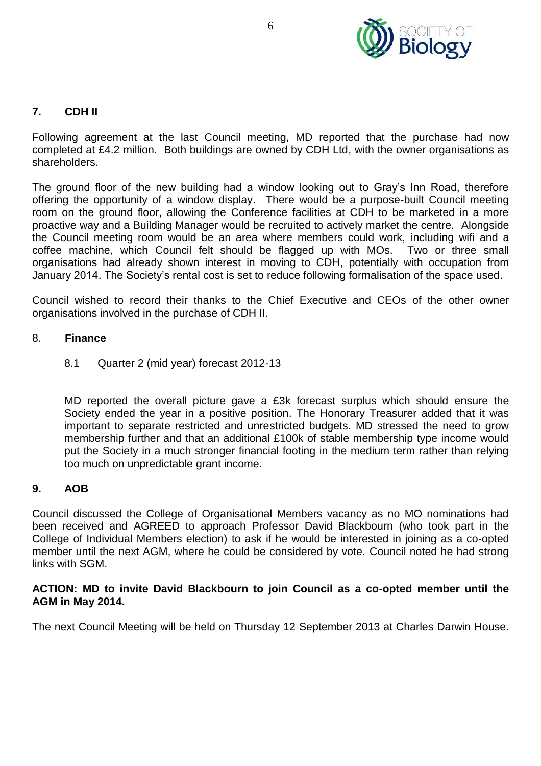## 7. CDH II

Following agreement at the last Council meeting, MD reported that the purchase had now completed at £4.2 million. Both buildings are owned by CDH Ltd, with the owner organisations as shareholders.

The ground floor of the new building had a window looking out to Gray's Inn Road, therefore offering the opportunity of a window display. There would be a purpose-built Council meeting room on the ground floor, allowing the Conference facilities at CDH to be marketed in a more proactive way and a Building Manager would be recruited to actively market the centre. Alongside the Council meeting room would be an area where members could work, including wifi and a coffee machine, which Council felt should be flagged up with MOs. Two or three small organisations had already shown interest in moving to CDH, potentially with occupation from January 2014. The Society's rental cost is set to reduce following formalisation of the space used.

Council wished to record their thanks to the Chief Executive and CEOs of the other owner organisations involved in the purchase of CDH II.

## 8. Finance

### 8.1 Quarter 2 (mid year) forecast 2012-13

MD reported the overall picture gave a £3k forecast surplus which should ensure the Society ended the year in a positive position. The Honorary Treasurer added that it was important to separate restricted and unrestricted budgets. MD stressed the need to grow membership further and that an additional £100k of stable membership type income would put the Society in a much stronger financial footing in the medium term rather than relying too much on unpredictable grant income.

## 9. AOB

Council discussed the College of Organisational Members vacancy as no MO nominations had been received and AGREED to approach Professor David Blackbourn (who took part in the College of Individual Members election) to ask if he would be interested in joining as a co-opted member until the next AGM, where he could be considered by vote. Council noted he had strong links with SGM.

**ACTION: MD to invite David Blackbourn to join Council as a co-opted member until the AGM in May 2014.**

The next Council Meeting will be held on Thursday 12 September 2013 at Charles Darwin House.